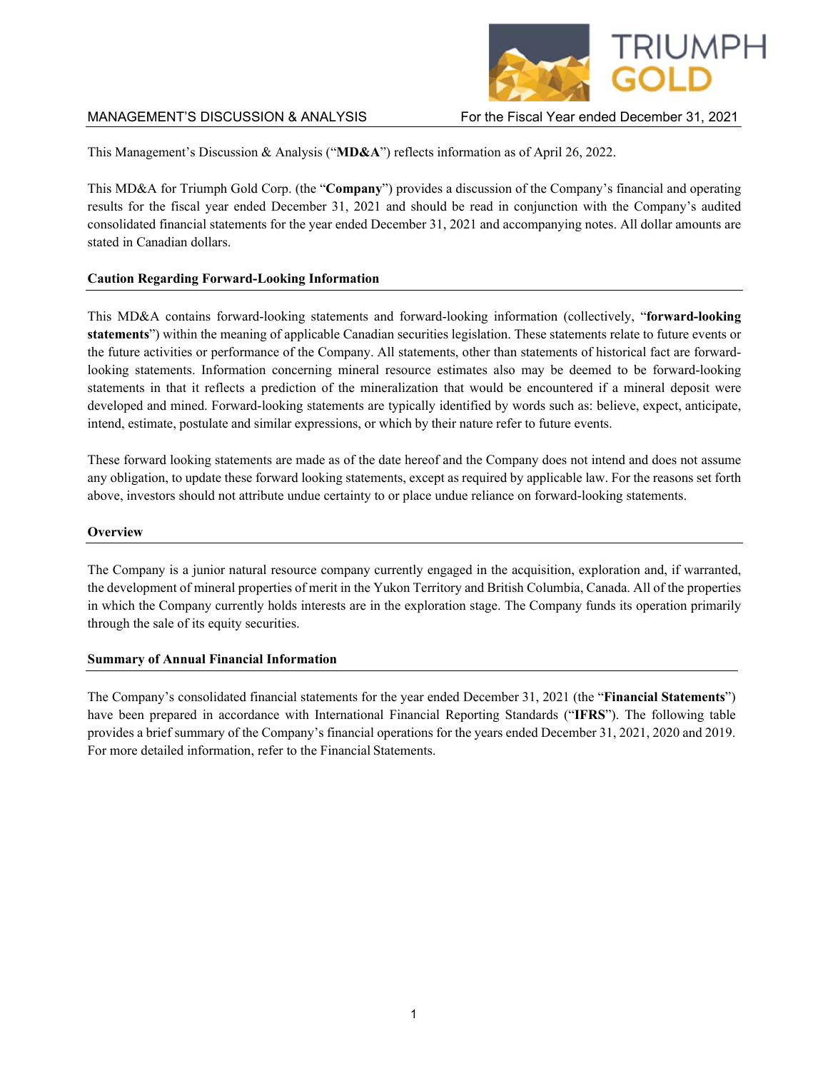MANAGEMENT'S DISCUSSION & ANALYSIS — For the Fiscal Year ended December 31, 2021

This Management's Discussion & Analysis ("**MD&A**") reflects information as of April 26, 2022.

This MD&A for Triumph Gold Corp. (the "**Company**") provides a discussion of the Company's financial and operating results for the fiscal year ended December 31, 2021 and should be read in conjunction with the Company's audited consolidated financial statements for the year ended December 31, 2021 and accompanying notes. All dollar amounts are stated in Canadian dollars.

## Caution Regarding Forward-Looking Information

This MD&A contains forward-looking statements and forward-looking information (collectively, "**forward-looking statements**") within the meaning of applicable Canadian securities legislation. These statements relate to future events or the future activities or performance of the Company. All statements, other than statements of historical fact are forward-looking statements. Information concerning mineral resource estimates also may be deemed to be forward-looking statements in that it reflects a prediction of the mineralization that would be encountered if a mineral deposit were developed and mined. Forward-looking statements are typically identified by words such as: believe, expect, anticipate, intend, estimate, postulate and similar expressions, or which by their nature refer to future events.

These forward looking statements are made as of the date hereof and the Company does not intend and does not assume any obligation, to update these forward looking statements, except as required by applicable law. For the reasons set forth above, investors should not attribute undue certainty to or place undue reliance on forward-looking statements.

## Overview

The Company is a junior natural resource company currently engaged in the acquisition, exploration and, if warranted, the development of mineral properties of merit in the Yukon Territory and British Columbia, Canada. All of the properties in which the Company currently holds interests are in the exploration stage. The Company funds its operation primarily through the sale of its equity securities.

## Summary of Annual Financial Information

The Company's consolidated financial statements for the year ended December 31, 2021 (the "**Financial Statements**") have been prepared in accordance with International Financial Reporting Standards ("**IFRS**"). The following table provides a brief summary of the Company's financial operations for the years ended December 31, 2021, 2020 and 2019. For more detailed information, refer to the Financial Statements.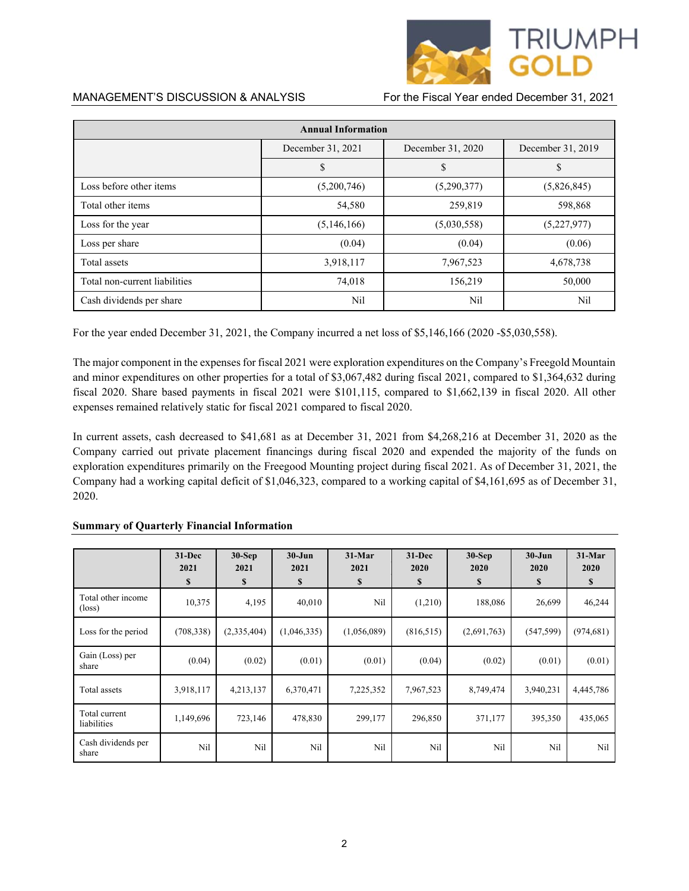| Annual Information | | | |
|---|---|---|---|
| | December 31, 2021 | December 31, 2020 | December 31, 2019 |
| | $ | $ | $ |
| Loss before other items | (5,200,746) | (5,290,377) | (5,826,845) |
| Total other items | 54,580 | 259,819 | 598,868 |
| Loss for the year | (5,146,166) | (5,030,558) | (5,227,977) |
| Loss per share | (0.04) | (0.04) | (0.06) |
| Total assets | 3,918,117 | 7,967,523 | 4,678,738 |
| Total non-current liabilities | 74,018 | 156,219 | 50,000 |
| Cash dividends per share | Nil | Nil | Nil |

For the year ended December 31, 2021, the Company incurred a net loss of $5,146,166 (2020 -$5,030,558).

The major component in the expenses for fiscal 2021 were exploration expenditures on the Company's Freegold Mountain and minor expenditures on other properties for a total of $3,067,482 during fiscal 2021, compared to $1,364,632 during fiscal 2020. Share based payments in fiscal 2021 were $101,115, compared to $1,662,139 in fiscal 2020. All other expenses remained relatively static for fiscal 2021 compared to fiscal 2020.

In current assets, cash decreased to $41,681 as at December 31, 2021 from $4,268,216 at December 31, 2020 as the Company carried out private placement financings during fiscal 2020 and expended the majority of the funds on exploration expenditures primarily on the Freegood Mounting project during fiscal 2021. As of December 31, 2021, the Company had a working capital deficit of $1,046,323, compared to a working capital of $4,161,695 as of December 31, 2020.

**Summary of Quarterly Financial Information**

| | 31-Dec 2021 $ | 30-Sep 2021 $ | 30-Jun 2021 $ | 31-Mar 2021 $ | 31-Dec 2020 $ | 30-Sep 2020 $ | 30-Jun 2020 $ | 31-Mar 2020 $ |
|---|---|---|---|---|---|---|---|---|
| Total other income (loss) | 10,375 | 4,195 | 40,010 | Nil | (1,210) | 188,086 | 26,699 | 46,244 |
| Loss for the period | (708,338) | (2,335,404) | (1,046,335) | (1,056,089) | (816,515) | (2,691,763) | (547,599) | (974,681) |
| Gain (Loss) per share | (0.04) | (0.02) | (0.01) | (0.01) | (0.04) | (0.02) | (0.01) | (0.01) |
| Total assets | 3,918,117 | 4,213,137 | 6,370,471 | 7,225,352 | 7,967,523 | 8,749,474 | 3,940,231 | 4,445,786 |
| Total current liabilities | 1,149,696 | 723,146 | 478,830 | 299,177 | 296,850 | 371,177 | 395,350 | 435,065 |
| Cash dividends per share | Nil | Nil | Nil | Nil | Nil | Nil | Nil | Nil |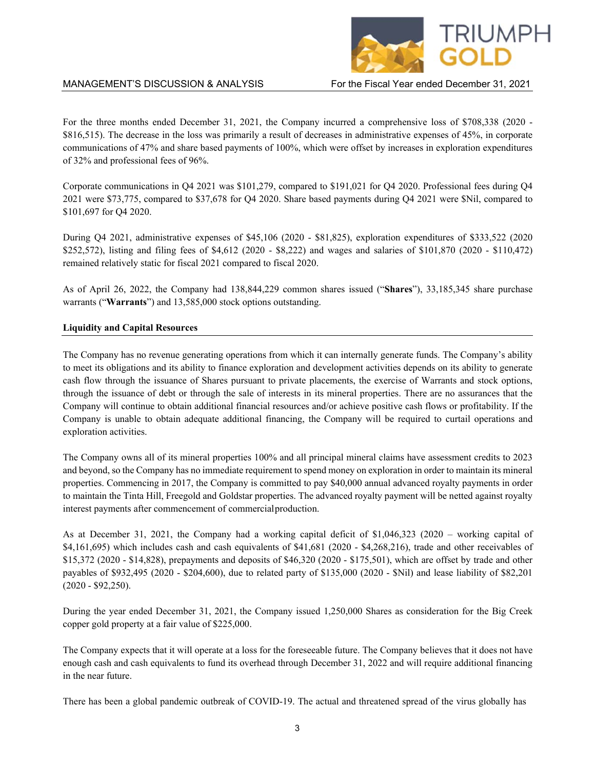For the three months ended December 31, 2021, the Company incurred a comprehensive loss of $708,338 (2020 - $816,515). The decrease in the loss was primarily a result of decreases in administrative expenses of 45%, in corporate communications of 47% and share based payments of 100%, which were offset by increases in exploration expenditures of 32% and professional fees of 96%.

Corporate communications in Q4 2021 was $101,279, compared to $191,021 for Q4 2020. Professional fees during Q4 2021 were $73,775, compared to $37,678 for Q4 2020. Share based payments during Q4 2021 were $Nil, compared to $101,697 for Q4 2020.

During Q4 2021, administrative expenses of $45,106 (2020 - $81,825), exploration expenditures of $333,522 (2020 $252,572), listing and filing fees of $4,612 (2020 - $8,222) and wages and salaries of $101,870 (2020 - $110,472) remained relatively static for fiscal 2021 compared to fiscal 2020.

As of April 26, 2022, the Company had 138,844,229 common shares issued ("**Shares**"), 33,185,345 share purchase warrants ("**Warrants**") and 13,585,000 stock options outstanding.

## Liquidity and Capital Resources

The Company has no revenue generating operations from which it can internally generate funds. The Company's ability to meet its obligations and its ability to finance exploration and development activities depends on its ability to generate cash flow through the issuance of Shares pursuant to private placements, the exercise of Warrants and stock options, through the issuance of debt or through the sale of interests in its mineral properties. There are no assurances that the Company will continue to obtain additional financial resources and/or achieve positive cash flows or profitability. If the Company is unable to obtain adequate additional financing, the Company will be required to curtail operations and exploration activities.

The Company owns all of its mineral properties 100% and all principal mineral claims have assessment credits to 2023 and beyond, so the Company has no immediate requirement to spend money on exploration in order to maintain its mineral properties. Commencing in 2017, the Company is committed to pay $40,000 annual advanced royalty payments in order to maintain the Tinta Hill, Freegold and Goldstar properties. The advanced royalty payment will be netted against royalty interest payments after commencement of commercial production.

As at December 31, 2021, the Company had a working capital deficit of $1,046,323 (2020 – working capital of $4,161,695) which includes cash and cash equivalents of $41,681 (2020 - $4,268,216), trade and other receivables of $15,372 (2020 - $14,828), prepayments and deposits of $46,320 (2020 - $175,501), which are offset by trade and other payables of $932,495 (2020 - $204,600), due to related party of $135,000 (2020 - $Nil) and lease liability of $82,201 (2020 - $92,250).

During the year ended December 31, 2021, the Company issued 1,250,000 Shares as consideration for the Big Creek copper gold property at a fair value of $225,000.

The Company expects that it will operate at a loss for the foreseeable future. The Company believes that it does not have enough cash and cash equivalents to fund its overhead through December 31, 2022 and will require additional financing in the near future.

There has been a global pandemic outbreak of COVID-19. The actual and threatened spread of the virus globally has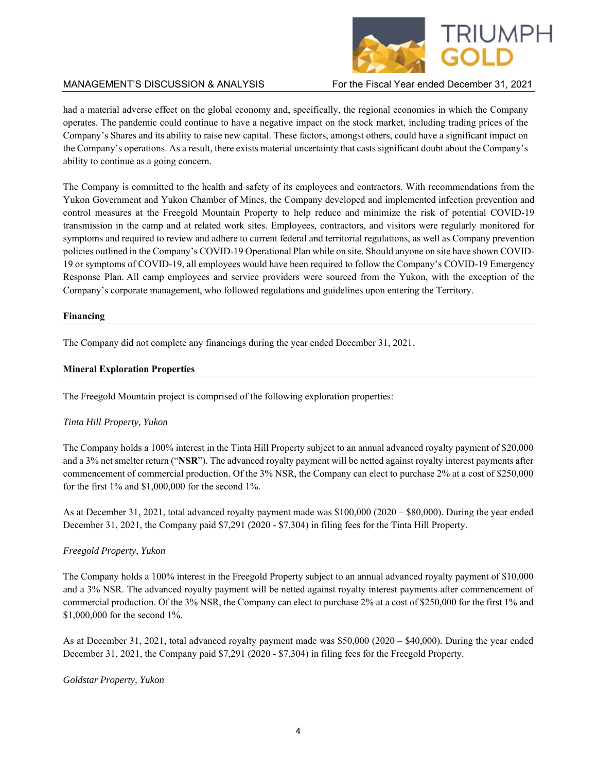had a material adverse effect on the global economy and, specifically, the regional economies in which the Company operates. The pandemic could continue to have a negative impact on the stock market, including trading prices of the Company's Shares and its ability to raise new capital. These factors, amongst others, could have a significant impact on the Company's operations. As a result, there exists material uncertainty that casts significant doubt about the Company's ability to continue as a going concern.

The Company is committed to the health and safety of its employees and contractors. With recommendations from the Yukon Government and Yukon Chamber of Mines, the Company developed and implemented infection prevention and control measures at the Freegold Mountain Property to help reduce and minimize the risk of potential COVID-19 transmission in the camp and at related work sites. Employees, contractors, and visitors were regularly monitored for symptoms and required to review and adhere to current federal and territorial regulations, as well as Company prevention policies outlined in the Company's COVID-19 Operational Plan while on site. Should anyone on site have shown COVID-19 or symptoms of COVID-19, all employees would have been required to follow the Company's COVID-19 Emergency Response Plan. All camp employees and service providers were sourced from the Yukon, with the exception of the Company's corporate management, who followed regulations and guidelines upon entering the Territory.

## Financing

The Company did not complete any financings during the year ended December 31, 2021.

## Mineral Exploration Properties

The Freegold Mountain project is comprised of the following exploration properties:

*Tinta Hill Property, Yukon*

The Company holds a 100% interest in the Tinta Hill Property subject to an annual advanced royalty payment of $20,000 and a 3% net smelter return ("**NSR**"). The advanced royalty payment will be netted against royalty interest payments after commencement of commercial production. Of the 3% NSR, the Company can elect to purchase 2% at a cost of $250,000 for the first 1% and $1,000,000 for the second 1%.

As at December 31, 2021, total advanced royalty payment made was $100,000 (2020 – $80,000). During the year ended December 31, 2021, the Company paid $7,291 (2020 - $7,304) in filing fees for the Tinta Hill Property.

*Freegold Property, Yukon*

The Company holds a 100% interest in the Freegold Property subject to an annual advanced royalty payment of $10,000 and a 3% NSR. The advanced royalty payment will be netted against royalty interest payments after commencement of commercial production. Of the 3% NSR, the Company can elect to purchase 2% at a cost of $250,000 for the first 1% and $1,000,000 for the second 1%.

As at December 31, 2021, total advanced royalty payment made was $50,000 (2020 – $40,000). During the year ended December 31, 2021, the Company paid $7,291 (2020 - $7,304) in filing fees for the Freegold Property.

*Goldstar Property, Yukon*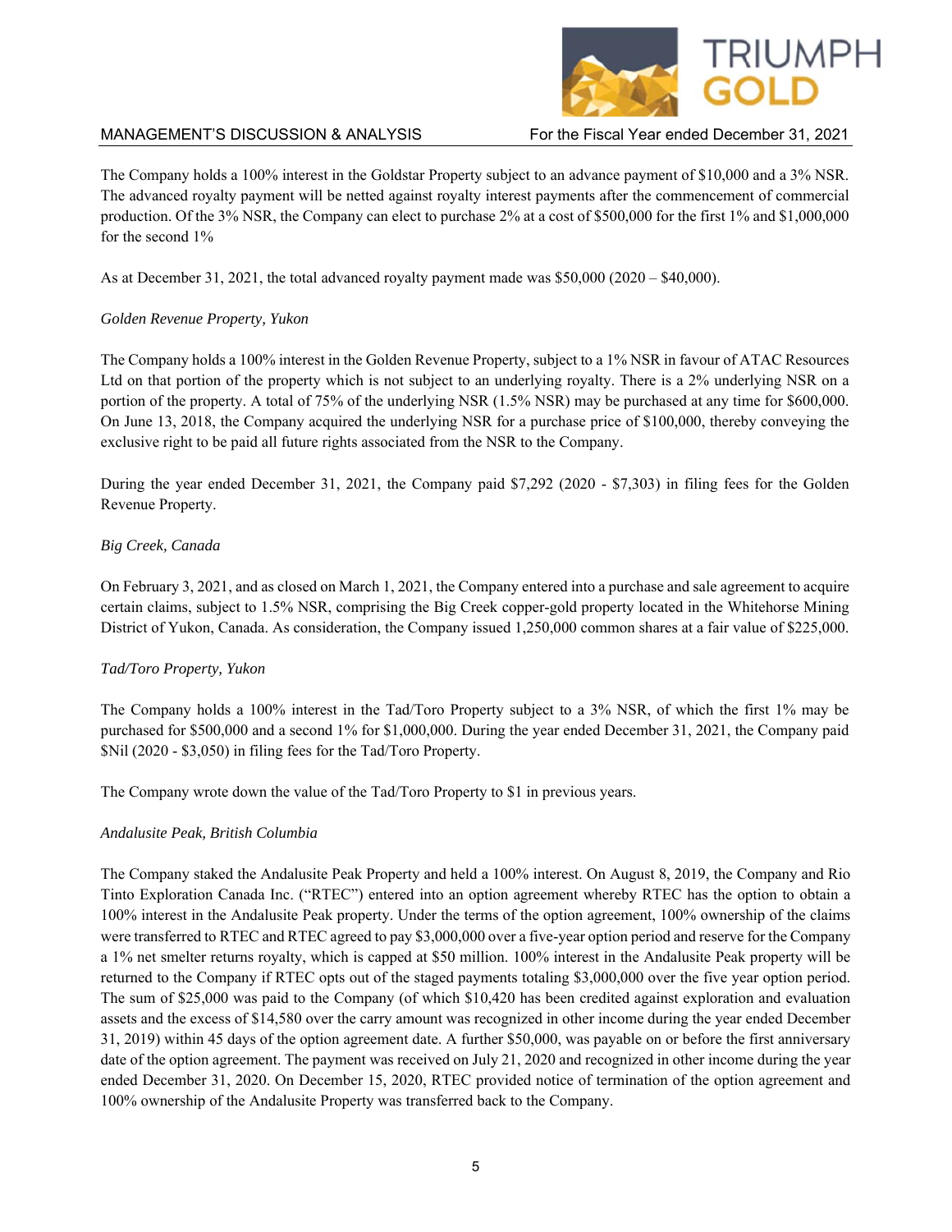The Company holds a 100% interest in the Goldstar Property subject to an advance payment of $10,000 and a 3% NSR. The advanced royalty payment will be netted against royalty interest payments after the commencement of commercial production. Of the 3% NSR, the Company can elect to purchase 2% at a cost of $500,000 for the first 1% and $1,000,000 for the second 1%

As at December 31, 2021, the total advanced royalty payment made was $50,000 (2020 – $40,000).

*Golden Revenue Property, Yukon*

The Company holds a 100% interest in the Golden Revenue Property, subject to a 1% NSR in favour of ATAC Resources Ltd on that portion of the property which is not subject to an underlying royalty. There is a 2% underlying NSR on a portion of the property. A total of 75% of the underlying NSR (1.5% NSR) may be purchased at any time for $600,000. On June 13, 2018, the Company acquired the underlying NSR for a purchase price of $100,000, thereby conveying the exclusive right to be paid all future rights associated from the NSR to the Company.

During the year ended December 31, 2021, the Company paid $7,292 (2020 - $7,303) in filing fees for the Golden Revenue Property.

*Big Creek, Canada*

On February 3, 2021, and as closed on March 1, 2021, the Company entered into a purchase and sale agreement to acquire certain claims, subject to 1.5% NSR, comprising the Big Creek copper-gold property located in the Whitehorse Mining District of Yukon, Canada. As consideration, the Company issued 1,250,000 common shares at a fair value of $225,000.

*Tad/Toro Property, Yukon*

The Company holds a 100% interest in the Tad/Toro Property subject to a 3% NSR, of which the first 1% may be purchased for $500,000 and a second 1% for $1,000,000. During the year ended December 31, 2021, the Company paid $Nil (2020 - $3,050) in filing fees for the Tad/Toro Property.

The Company wrote down the value of the Tad/Toro Property to $1 in previous years.

*Andalusite Peak, British Columbia*

The Company staked the Andalusite Peak Property and held a 100% interest. On August 8, 2019, the Company and Rio Tinto Exploration Canada Inc. ("RTEC") entered into an option agreement whereby RTEC has the option to obtain a 100% interest in the Andalusite Peak property. Under the terms of the option agreement, 100% ownership of the claims were transferred to RTEC and RTEC agreed to pay $3,000,000 over a five-year option period and reserve for the Company a 1% net smelter returns royalty, which is capped at $50 million. 100% interest in the Andalusite Peak property will be returned to the Company if RTEC opts out of the staged payments totaling $3,000,000 over the five year option period. The sum of $25,000 was paid to the Company (of which $10,420 has been credited against exploration and evaluation assets and the excess of $14,580 over the carry amount was recognized in other income during the year ended December 31, 2019) within 45 days of the option agreement date. A further $50,000, was payable on or before the first anniversary date of the option agreement. The payment was received on July 21, 2020 and recognized in other income during the year ended December 31, 2020. On December 15, 2020, RTEC provided notice of termination of the option agreement and 100% ownership of the Andalusite Property was transferred back to the Company.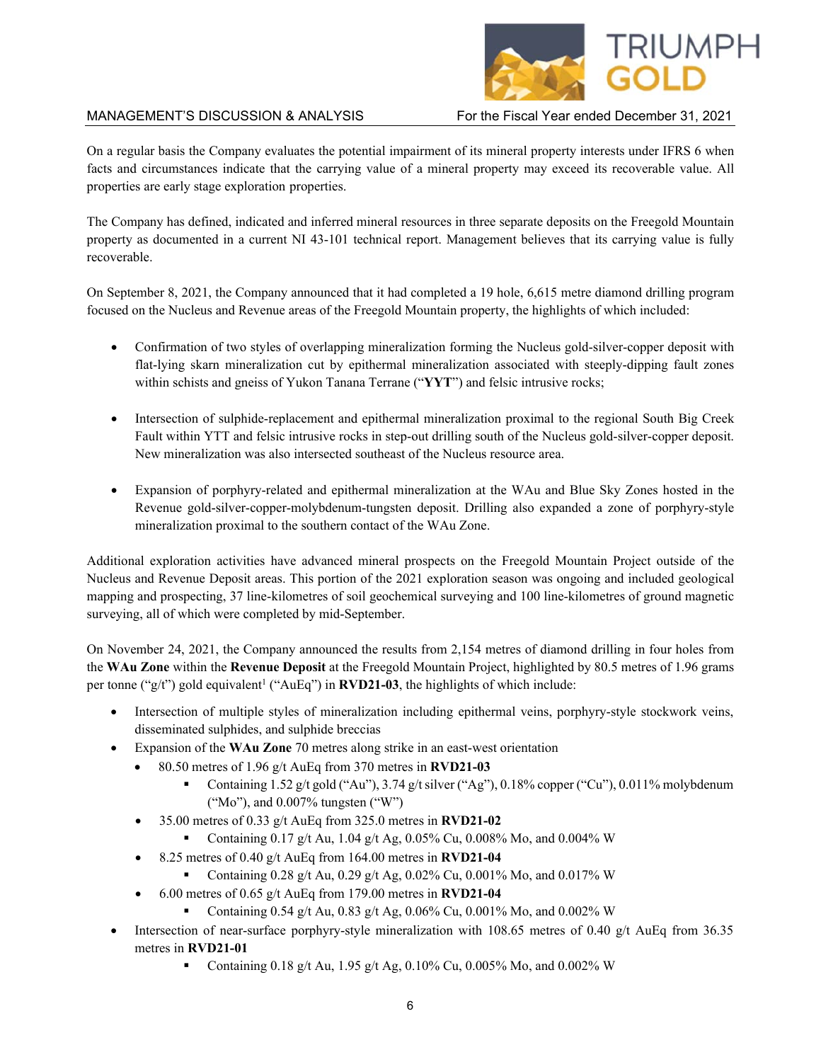On a regular basis the Company evaluates the potential impairment of its mineral property interests under IFRS 6 when facts and circumstances indicate that the carrying value of a mineral property may exceed its recoverable value. All properties are early stage exploration properties.

The Company has defined, indicated and inferred mineral resources in three separate deposits on the Freegold Mountain property as documented in a current NI 43-101 technical report. Management believes that its carrying value is fully recoverable.

On September 8, 2021, the Company announced that it had completed a 19 hole, 6,615 metre diamond drilling program focused on the Nucleus and Revenue areas of the Freegold Mountain property, the highlights of which included:

- Confirmation of two styles of overlapping mineralization forming the Nucleus gold-silver-copper deposit with flat-lying skarn mineralization cut by epithermal mineralization associated with steeply-dipping fault zones within schists and gneiss of Yukon Tanana Terrane ("**YYT**") and felsic intrusive rocks;

- Intersection of sulphide-replacement and epithermal mineralization proximal to the regional South Big Creek Fault within YTT and felsic intrusive rocks in step-out drilling south of the Nucleus gold-silver-copper deposit. New mineralization was also intersected southeast of the Nucleus resource area.

- Expansion of porphyry-related and epithermal mineralization at the WAu and Blue Sky Zones hosted in the Revenue gold-silver-copper-molybdenum-tungsten deposit. Drilling also expanded a zone of porphyry-style mineralization proximal to the southern contact of the WAu Zone.

Additional exploration activities have advanced mineral prospects on the Freegold Mountain Project outside of the Nucleus and Revenue Deposit areas. This portion of the 2021 exploration season was ongoing and included geological mapping and prospecting, 37 line-kilometres of soil geochemical surveying and 100 line-kilometres of ground magnetic surveying, all of which were completed by mid-September.

On November 24, 2021, the Company announced the results from 2,154 metres of diamond drilling in four holes from the **WAu Zone** within the **Revenue Deposit** at the Freegold Mountain Project, highlighted by 80.5 metres of 1.96 grams per tonne ("g/t") gold equivalent[1] ("AuEq") in **RVD21-03**, the highlights of which include:

- Intersection of multiple styles of mineralization including epithermal veins, porphyry-style stockwork veins, disseminated sulphides, and sulphide breccias
- Expansion of the **WAu Zone** 70 metres along strike in an east-west orientation
  - 80.50 metres of 1.96 g/t AuEq from 370 metres in **RVD21-03**
    - Containing 1.52 g/t gold ("Au"), 3.74 g/t silver ("Ag"), 0.18% copper ("Cu"), 0.011% molybdenum ("Mo"), and 0.007% tungsten ("W")
  - 35.00 metres of 0.33 g/t AuEq from 325.0 metres in **RVD21-02**
    - Containing 0.17 g/t Au, 1.04 g/t Ag, 0.05% Cu, 0.008% Mo, and 0.004% W
  - 8.25 metres of 0.40 g/t AuEq from 164.00 metres in **RVD21-04**
    - Containing 0.28 g/t Au, 0.29 g/t Ag, 0.02% Cu, 0.001% Mo, and 0.017% W
  - 6.00 metres of 0.65 g/t AuEq from 179.00 metres in **RVD21-04**
    - Containing 0.54 g/t Au, 0.83 g/t Ag, 0.06% Cu, 0.001% Mo, and 0.002% W
- Intersection of near-surface porphyry-style mineralization with 108.65 metres of 0.40 g/t AuEq from 36.35 metres in **RVD21-01**
  - Containing 0.18 g/t Au, 1.95 g/t Ag, 0.10% Cu, 0.005% Mo, and 0.002% W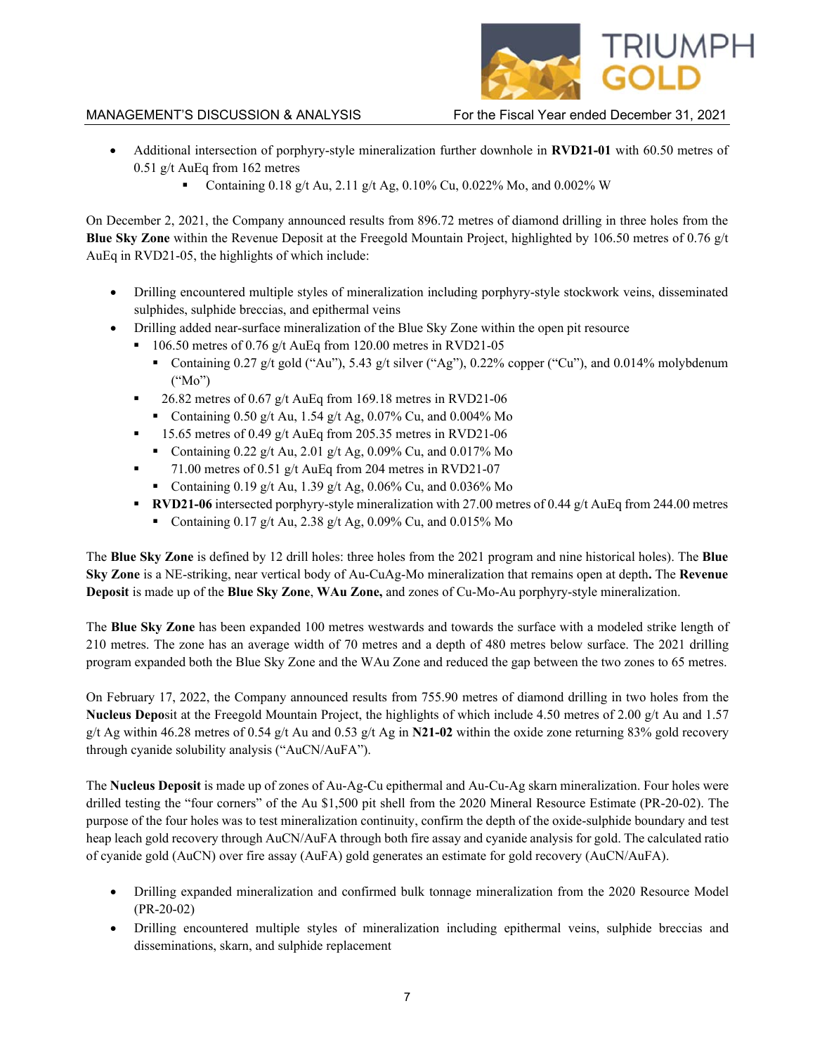- Additional intersection of porphyry-style mineralization further downhole in **RVD21-01** with 60.50 metres of 0.51 g/t AuEq from 162 metres
    - Containing 0.18 g/t Au, 2.11 g/t Ag, 0.10% Cu, 0.022% Mo, and 0.002% W

On December 2, 2021, the Company announced results from 896.72 metres of diamond drilling in three holes from the **Blue Sky Zone** within the Revenue Deposit at the Freegold Mountain Project, highlighted by 106.50 metres of 0.76 g/t AuEq in RVD21-05, the highlights of which include:

- Drilling encountered multiple styles of mineralization including porphyry-style stockwork veins, disseminated sulphides, sulphide breccias, and epithermal veins
- Drilling added near-surface mineralization of the Blue Sky Zone within the open pit resource
    - 106.50 metres of 0.76 g/t AuEq from 120.00 metres in RVD21-05
        - Containing 0.27 g/t gold ("Au"), 5.43 g/t silver ("Ag"), 0.22% copper ("Cu"), and 0.014% molybdenum ("Mo")
    - 26.82 metres of 0.67 g/t AuEq from 169.18 metres in RVD21-06
        - Containing 0.50 g/t Au, 1.54 g/t Ag, 0.07% Cu, and 0.004% Mo
    - 15.65 metres of 0.49 g/t AuEq from 205.35 metres in RVD21-06
        - Containing 0.22 g/t Au, 2.01 g/t Ag, 0.09% Cu, and 0.017% Mo
    - 71.00 metres of 0.51 g/t AuEq from 204 metres in RVD21-07
        - Containing 0.19 g/t Au, 1.39 g/t Ag, 0.06% Cu, and 0.036% Mo
    - **RVD21-06** intersected porphyry-style mineralization with 27.00 metres of 0.44 g/t AuEq from 244.00 metres
        - Containing 0.17 g/t Au, 2.38 g/t Ag, 0.09% Cu, and 0.015% Mo

The **Blue Sky Zone** is defined by 12 drill holes: three holes from the 2021 program and nine historical holes). The **Blue Sky Zone** is a NE-striking, near vertical body of Au-CuAg-Mo mineralization that remains open at depth**.** The **Revenue Deposit** is made up of the **Blue Sky Zone**, **WAu Zone,** and zones of Cu-Mo-Au porphyry-style mineralization.

The **Blue Sky Zone** has been expanded 100 metres westwards and towards the surface with a modeled strike length of 210 metres. The zone has an average width of 70 metres and a depth of 480 metres below surface. The 2021 drilling program expanded both the Blue Sky Zone and the WAu Zone and reduced the gap between the two zones to 65 metres.

On February 17, 2022, the Company announced results from 755.90 metres of diamond drilling in two holes from the **Nucleus Depos**it at the Freegold Mountain Project, the highlights of which include 4.50 metres of 2.00 g/t Au and 1.57 g/t Ag within 46.28 metres of 0.54 g/t Au and 0.53 g/t Ag in **N21-02** within the oxide zone returning 83% gold recovery through cyanide solubility analysis ("AuCN/AuFA").

The **Nucleus Deposit** is made up of zones of Au-Ag-Cu epithermal and Au-Cu-Ag skarn mineralization. Four holes were drilled testing the "four corners" of the Au $1,500 pit shell from the 2020 Mineral Resource Estimate (PR-20-02). The purpose of the four holes was to test mineralization continuity, confirm the depth of the oxide-sulphide boundary and test heap leach gold recovery through AuCN/AuFA through both fire assay and cyanide analysis for gold. The calculated ratio of cyanide gold (AuCN) over fire assay (AuFA) gold generates an estimate for gold recovery (AuCN/AuFA).

- Drilling expanded mineralization and confirmed bulk tonnage mineralization from the 2020 Resource Model (PR-20-02)
- Drilling encountered multiple styles of mineralization including epithermal veins, sulphide breccias and disseminations, skarn, and sulphide replacement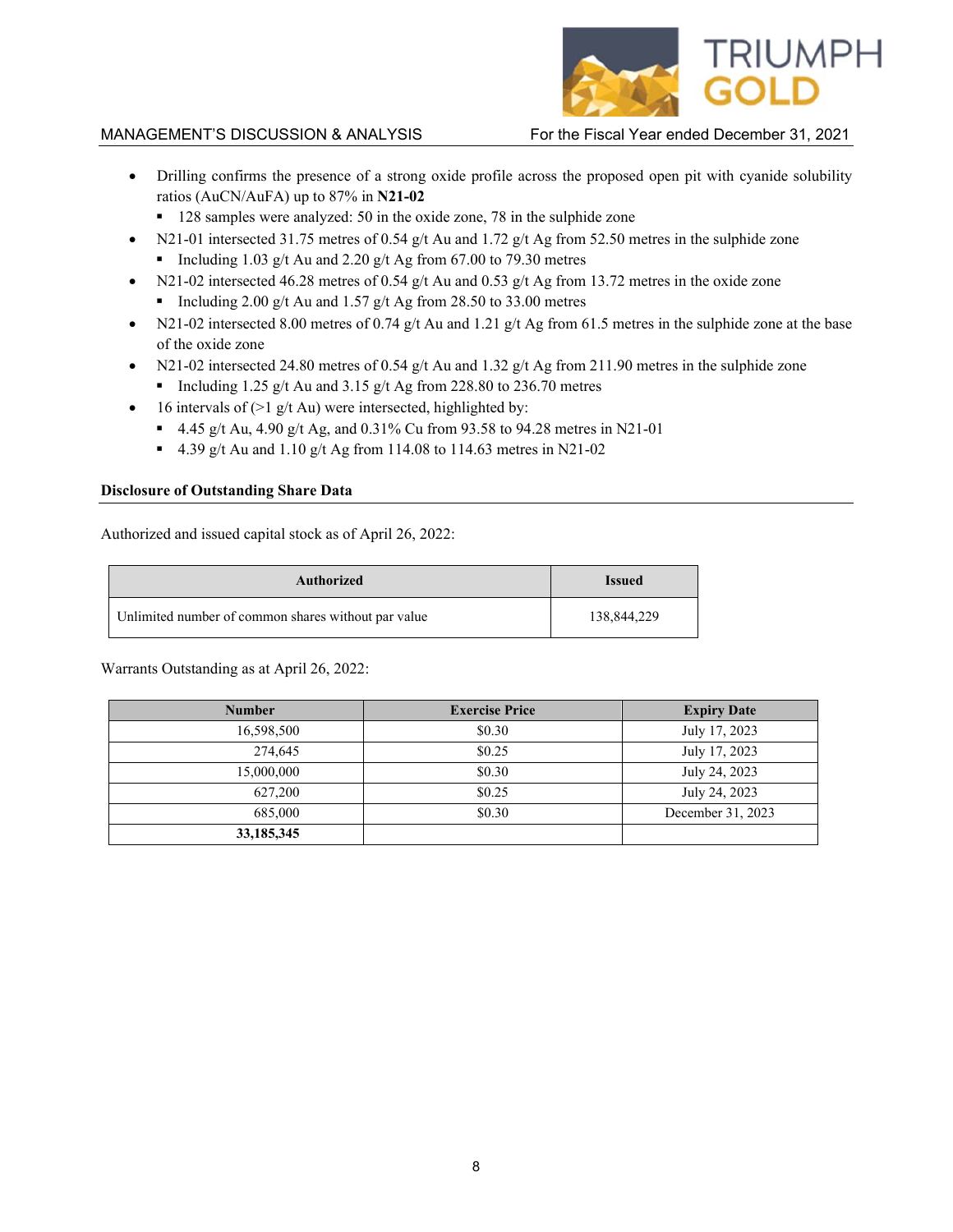- Drilling confirms the presence of a strong oxide profile across the proposed open pit with cyanide solubility ratios (AuCN/AuFA) up to 87% in **N21-02**
  - 128 samples were analyzed: 50 in the oxide zone, 78 in the sulphide zone
- N21-01 intersected 31.75 metres of 0.54 g/t Au and 1.72 g/t Ag from 52.50 metres in the sulphide zone
  - Including 1.03 g/t Au and 2.20 g/t Ag from 67.00 to 79.30 metres
- N21-02 intersected 46.28 metres of 0.54 g/t Au and 0.53 g/t Ag from 13.72 metres in the oxide zone
  - Including 2.00 g/t Au and 1.57 g/t Ag from 28.50 to 33.00 metres
- N21-02 intersected 8.00 metres of 0.74 g/t Au and 1.21 g/t Ag from 61.5 metres in the sulphide zone at the base of the oxide zone
- N21-02 intersected 24.80 metres of 0.54 g/t Au and 1.32 g/t Ag from 211.90 metres in the sulphide zone
  - Including 1.25 g/t Au and 3.15 g/t Ag from 228.80 to 236.70 metres
- 16 intervals of (>1 g/t Au) were intersected, highlighted by:
  - 4.45 g/t Au, 4.90 g/t Ag, and 0.31% Cu from 93.58 to 94.28 metres in N21-01
  - 4.39 g/t Au and 1.10 g/t Ag from 114.08 to 114.63 metres in N21-02

**Disclosure of Outstanding Share Data**

Authorized and issued capital stock as of April 26, 2022:

| Authorized | Issued |
|---|---|
| Unlimited number of common shares without par value | 138,844,229 |

Warrants Outstanding as at April 26, 2022:

| Number | Exercise Price | Expiry Date |
|---|---|---|
| 16,598,500 | $0.30 | July 17, 2023 |
| 274,645 | $0.25 | July 17, 2023 |
| 15,000,000 | $0.30 | July 24, 2023 |
| 627,200 | $0.25 | July 24, 2023 |
| 685,000 | $0.30 | December 31, 2023 |
| **33,185,345** | | |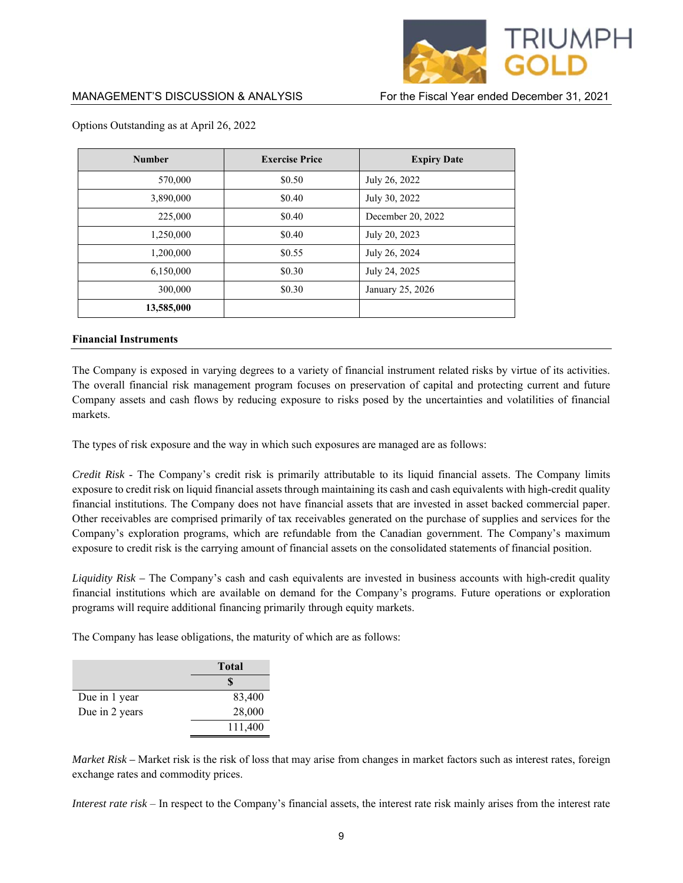Options Outstanding as at April 26, 2022

| Number | Exercise Price | Expiry Date |
|---|---|---|
| 570,000 | $0.50 | July 26, 2022 |
| 3,890,000 | $0.40 | July 30, 2022 |
| 225,000 | $0.40 | December 20, 2022 |
| 1,250,000 | $0.40 | July 20, 2023 |
| 1,200,000 | $0.55 | July 26, 2024 |
| 6,150,000 | $0.30 | July 24, 2025 |
| 300,000 | $0.30 | January 25, 2026 |
| **13,585,000** | | |

## Financial Instruments

The Company is exposed in varying degrees to a variety of financial instrument related risks by virtue of its activities. The overall financial risk management program focuses on preservation of capital and protecting current and future Company assets and cash flows by reducing exposure to risks posed by the uncertainties and volatilities of financial markets.

The types of risk exposure and the way in which such exposures are managed are as follows:

*Credit Risk* - The Company's credit risk is primarily attributable to its liquid financial assets. The Company limits exposure to credit risk on liquid financial assets through maintaining its cash and cash equivalents with high-credit quality financial institutions. The Company does not have financial assets that are invested in asset backed commercial paper. Other receivables are comprised primarily of tax receivables generated on the purchase of supplies and services for the Company's exploration programs, which are refundable from the Canadian government. The Company's maximum exposure to credit risk is the carrying amount of financial assets on the consolidated statements of financial position.

*Liquidity Risk* – The Company's cash and cash equivalents are invested in business accounts with high-credit quality financial institutions which are available on demand for the Company's programs. Future operations or exploration programs will require additional financing primarily through equity markets.

The Company has lease obligations, the maturity of which are as follows:

| | Total |
|---|---|
| | $ |
| Due in 1 year | 83,400 |
| Due in 2 years | 28,000 |
| | 111,400 |

*Market Risk* – Market risk is the risk of loss that may arise from changes in market factors such as interest rates, foreign exchange rates and commodity prices.

*Interest rate risk* – In respect to the Company's financial assets, the interest rate risk mainly arises from the interest rate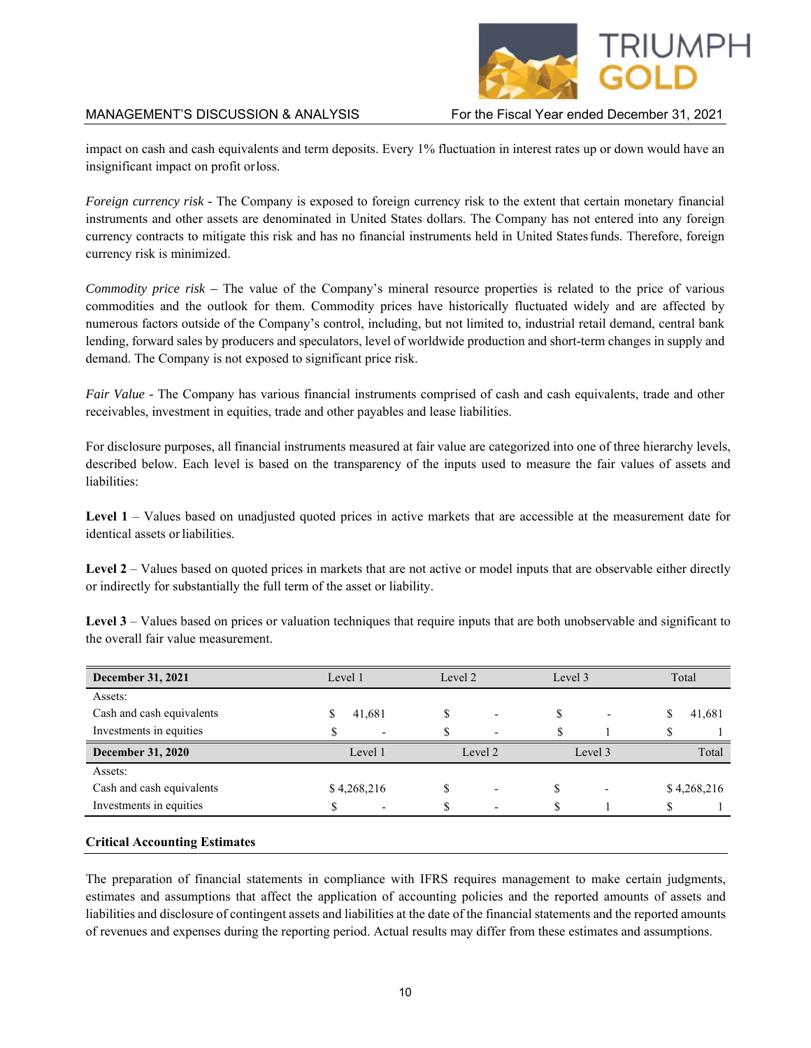impact on cash and cash equivalents and term deposits. Every 1% fluctuation in interest rates up or down would have an insignificant impact on profit or loss.

*Foreign currency risk* - The Company is exposed to foreign currency risk to the extent that certain monetary financial instruments and other assets are denominated in United States dollars. The Company has not entered into any foreign currency contracts to mitigate this risk and has no financial instruments held in United States funds. Therefore, foreign currency risk is minimized.

*Commodity price risk* – The value of the Company's mineral resource properties is related to the price of various commodities and the outlook for them. Commodity prices have historically fluctuated widely and are affected by numerous factors outside of the Company's control, including, but not limited to, industrial retail demand, central bank lending, forward sales by producers and speculators, level of worldwide production and short-term changes in supply and demand. The Company is not exposed to significant price risk.

*Fair Value* - The Company has various financial instruments comprised of cash and cash equivalents, trade and other receivables, investment in equities, trade and other payables and lease liabilities.

For disclosure purposes, all financial instruments measured at fair value are categorized into one of three hierarchy levels, described below. Each level is based on the transparency of the inputs used to measure the fair values of assets and liabilities:

**Level 1** – Values based on unadjusted quoted prices in active markets that are accessible at the measurement date for identical assets or liabilities.

**Level 2** – Values based on quoted prices in markets that are not active or model inputs that are observable either directly or indirectly for substantially the full term of the asset or liability.

**Level 3** – Values based on prices or valuation techniques that require inputs that are both unobservable and significant to the overall fair value measurement.

| **December 31, 2021** | Level 1 | Level 2 | Level 3 | Total |
|---|---|---|---|---|
| Assets: | | | | |
| Cash and cash equivalents | $ 41,681 | $ - | $ - | $ 41,681 |
| Investments in equities | $ - | $ - | $ 1 | $ 1 |
| **December 31, 2020** | Level 1 | Level 2 | Level 3 | Total |
| Assets: | | | | |
| Cash and cash equivalents | $ 4,268,216 | $ - | $ - | $ 4,268,216 |
| Investments in equities | $ - | $ - | $ 1 | $ 1 |

**Critical Accounting Estimates**

The preparation of financial statements in compliance with IFRS requires management to make certain judgments, estimates and assumptions that affect the application of accounting policies and the reported amounts of assets and liabilities and disclosure of contingent assets and liabilities at the date of the financial statements and the reported amounts of revenues and expenses during the reporting period. Actual results may differ from these estimates and assumptions.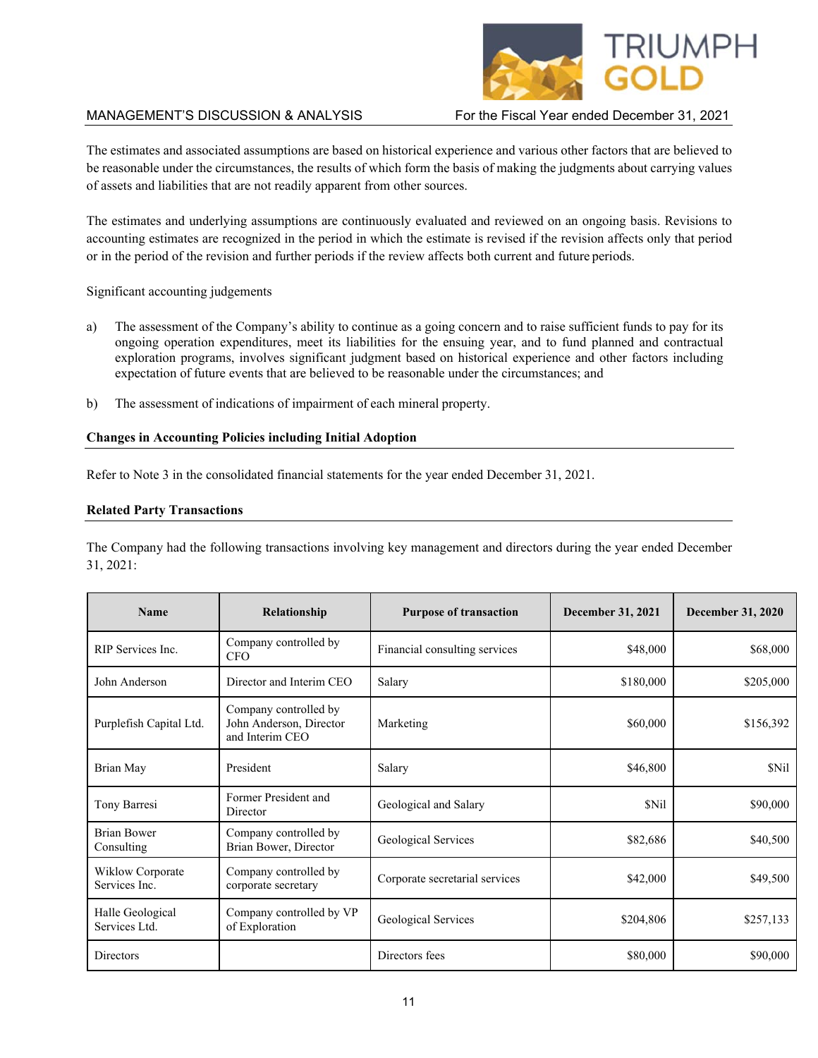The estimates and associated assumptions are based on historical experience and various other factors that are believed to be reasonable under the circumstances, the results of which form the basis of making the judgments about carrying values of assets and liabilities that are not readily apparent from other sources.

The estimates and underlying assumptions are continuously evaluated and reviewed on an ongoing basis. Revisions to accounting estimates are recognized in the period in which the estimate is revised if the revision affects only that period or in the period of the revision and further periods if the review affects both current and future periods.

Significant accounting judgements

a) The assessment of the Company's ability to continue as a going concern and to raise sufficient funds to pay for its ongoing operation expenditures, meet its liabilities for the ensuing year, and to fund planned and contractual exploration programs, involves significant judgment based on historical experience and other factors including expectation of future events that are believed to be reasonable under the circumstances; and

b) The assessment of indications of impairment of each mineral property.

**Changes in Accounting Policies including Initial Adoption**

Refer to Note 3 in the consolidated financial statements for the year ended December 31, 2021.

**Related Party Transactions**

The Company had the following transactions involving key management and directors during the year ended December 31, 2021:

| Name | Relationship | Purpose of transaction | December 31, 2021 | December 31, 2020 |
|---|---|---|---|---|
| RIP Services Inc. | Company controlled by CFO | Financial consulting services | $48,000 | $68,000 |
| John Anderson | Director and Interim CEO | Salary | $180,000 | $205,000 |
| Purplefish Capital Ltd. | Company controlled by John Anderson, Director and Interim CEO | Marketing | $60,000 | $156,392 |
| Brian May | President | Salary | $46,800 | $Nil |
| Tony Barresi | Former President and Director | Geological and Salary | $Nil | $90,000 |
| Brian Bower Consulting | Company controlled by Brian Bower, Director | Geological Services | $82,686 | $40,500 |
| Wiklow Corporate Services Inc. | Company controlled by corporate secretary | Corporate secretarial services | $42,000 | $49,500 |
| Halle Geological Services Ltd. | Company controlled by VP of Exploration | Geological Services | $204,806 | $257,133 |
| Directors | | Directors fees | $80,000 | $90,000 |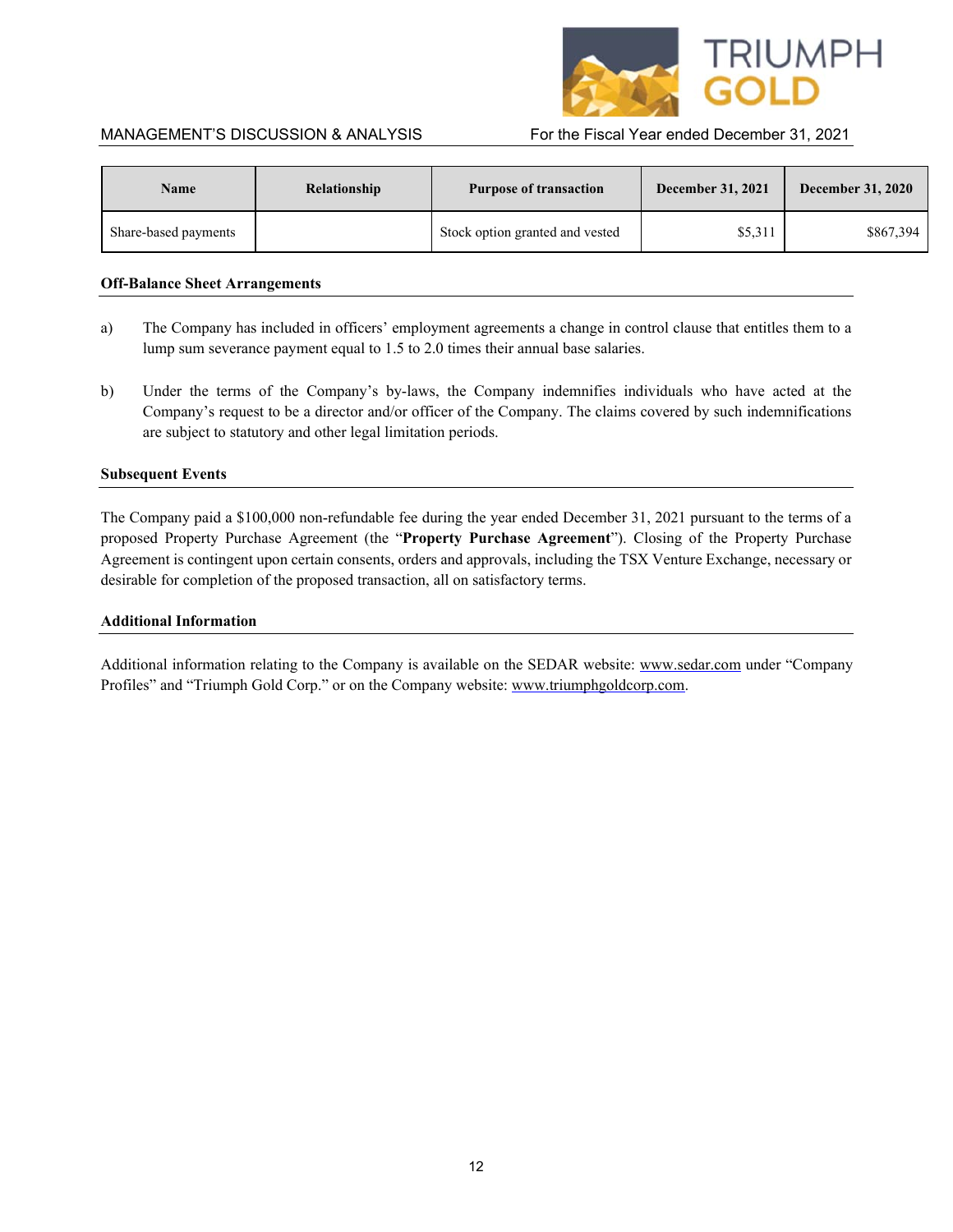| Name | Relationship | Purpose of transaction | December 31, 2021 | December 31, 2020 |
|---|---|---|---|---|
| Share-based payments | | Stock option granted and vested | $5,311 | $867,394 |

**Off-Balance Sheet Arrangements**

a) The Company has included in officers' employment agreements a change in control clause that entitles them to a lump sum severance payment equal to 1.5 to 2.0 times their annual base salaries.

b) Under the terms of the Company's by-laws, the Company indemnifies individuals who have acted at the Company's request to be a director and/or officer of the Company. The claims covered by such indemnifications are subject to statutory and other legal limitation periods.

**Subsequent Events**

The Company paid a $100,000 non-refundable fee during the year ended December 31, 2021 pursuant to the terms of a proposed Property Purchase Agreement (the "**Property Purchase Agreement**"). Closing of the Property Purchase Agreement is contingent upon certain consents, orders and approvals, including the TSX Venture Exchange, necessary or desirable for completion of the proposed transaction, all on satisfactory terms.

**Additional Information**

Additional information relating to the Company is available on the SEDAR website: www.sedar.com under "Company Profiles" and "Triumph Gold Corp." or on the Company website: www.triumphgoldcorp.com.